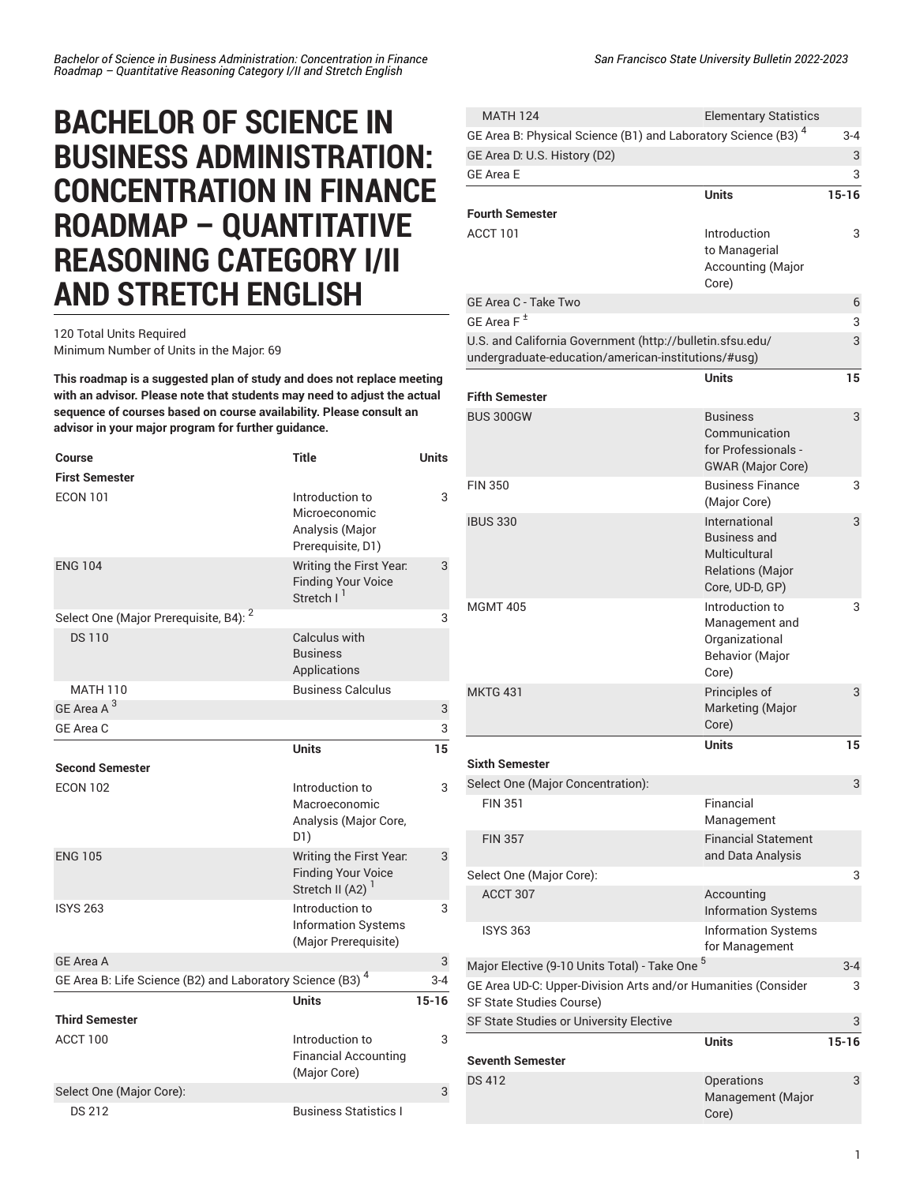# BACHELOR OF SCIENCE IN BUSINESS ADMINISTRATION: CONCENTRATION IN FINANCE ROADMAP – QUANTITATIVE REASONING CATEGORY I/II AND STRETCH ENGLISH

120 Total Units Required
Minimum Number of Units in the Major: 69

**This roadmap is a suggested plan of study and does not replace meeting with an advisor. Please note that students may need to adjust the actual sequence of courses based on course availability. Please consult an advisor in your major program for further guidance.**

| Course | Title | Units |
|---|---|---|
| **First Semester** | | |
| ECON 101 | Introduction to Microeconomic Analysis (Major Prerequisite, D1) | 3 |
| ENG 104 | Writing the First Year: Finding Your Voice Stretch I [1] | 3 |
| Select One (Major Prerequisite, B4): [2] | | 3 |
| DS 110 | Calculus with Business Applications | |
| MATH 110 | Business Calculus | |
| GE Area A [3] | | 3 |
| GE Area C | | 3 |
| | **Units** | **15** |
| **Second Semester** | | |
| ECON 102 | Introduction to Macroeconomic Analysis (Major Core, D1) | 3 |
| ENG 105 | Writing the First Year: Finding Your Voice Stretch II (A2) [1] | 3 |
| ISYS 263 | Introduction to Information Systems (Major Prerequisite) | 3 |
| GE Area A | | 3 |
| GE Area B: Life Science (B2) and Laboratory Science (B3) [4] | | 3-4 |
| | **Units** | **15-16** |
| **Third Semester** | | |
| ACCT 100 | Introduction to Financial Accounting (Major Core) | 3 |
| Select One (Major Core): | | 3 |
| DS 212 | Business Statistics I | |
| MATH 124 | Elementary Statistics | |
| GE Area B: Physical Science (B1) and Laboratory Science (B3) [4] | | 3-4 |
| GE Area D: U.S. History (D2) | | 3 |
| GE Area E | | 3 |
| | **Units** | **15-16** |
| **Fourth Semester** | | |
| ACCT 101 | Introduction to Managerial Accounting (Major Core) | 3 |
| GE Area C - Take Two | | 6 |
| GE Area F [±] | | 3 |
| U.S. and California Government (http://bulletin.sfsu.edu/undergraduate-education/american-institutions/#usg) | | 3 |
| | **Units** | **15** |
| **Fifth Semester** | | |
| BUS 300GW | Business Communication for Professionals - GWAR (Major Core) | 3 |
| FIN 350 | Business Finance (Major Core) | 3 |
| IBUS 330 | International Business and Multicultural Relations (Major Core, UD-D, GP) | 3 |
| MGMT 405 | Introduction to Management and Organizational Behavior (Major Core) | 3 |
| MKTG 431 | Principles of Marketing (Major Core) | 3 |
| | **Units** | **15** |
| **Sixth Semester** | | |
| Select One (Major Concentration): | | 3 |
| FIN 351 | Financial Management | |
| FIN 357 | Financial Statement and Data Analysis | |
| Select One (Major Core): | | 3 |
| ACCT 307 | Accounting Information Systems | |
| ISYS 363 | Information Systems for Management | |
| Major Elective (9-10 Units Total) - Take One [5] | | 3-4 |
| GE Area UD-C: Upper-Division Arts and/or Humanities (Consider SF State Studies Course) | | 3 |
| SF State Studies or University Elective | | 3 |
| | **Units** | **15-16** |
| **Seventh Semester** | | |
| DS 412 | Operations Management (Major Core) | 3 |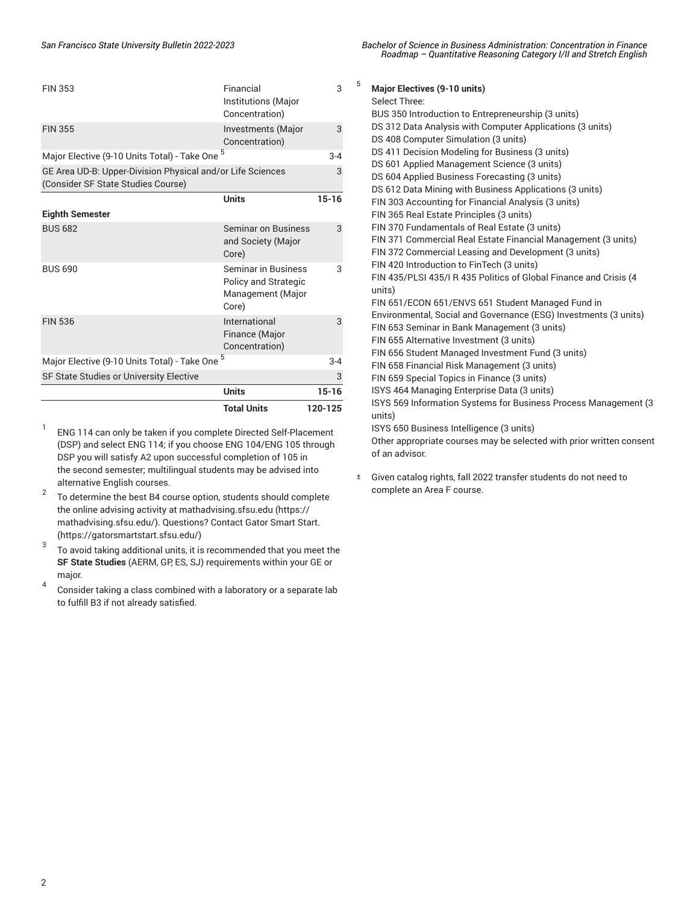| | | |
|---|---|---|
| FIN 353 | Financial Institutions (Major Concentration) | 3 |
| FIN 355 | Investments (Major Concentration) | 3 |
| Major Elective (9-10 Units Total) - Take One [5] | | 3-4 |
| GE Area UD-B: Upper-Division Physical and/or Life Sciences (Consider SF State Studies Course) | | 3 |
| | **Units** | **15-16** |
| **Eighth Semester** | | |
| BUS 682 | Seminar on Business and Society (Major Core) | 3 |
| BUS 690 | Seminar in Business Policy and Strategic Management (Major Core) | 3 |
| FIN 536 | International Finance (Major Concentration) | 3 |
| Major Elective (9-10 Units Total) - Take One [5] | | 3-4 |
| SF State Studies or University Elective | | 3 |
| | **Units** | **15-16** |
| | **Total Units** | **120-125** |

1. ENG 114 can only be taken if you complete Directed Self-Placement (DSP) and select ENG 114; if you choose ENG 104/ENG 105 through DSP you will satisfy A2 upon successful completion of 105 in the second semester; multilingual students may be advised into alternative English courses.
2. To determine the best B4 course option, students should complete the online advising activity at mathadvising.sfsu.edu (https://mathadvising.sfsu.edu/). Questions? Contact Gator Smart Start. (https://gatorsmartstart.sfsu.edu/)
3. To avoid taking additional units, it is recommended that you meet the **SF State Studies** (AERM, GP, ES, SJ) requirements within your GE or major.
4. Consider taking a class combined with a laboratory or a separate lab to fulfill B3 if not already satisfied.
5. **Major Electives (9-10 units)**
   Select Three:
   BUS 350 Introduction to Entrepreneurship (3 units)
   DS 312 Data Analysis with Computer Applications (3 units)
   DS 408 Computer Simulation (3 units)
   DS 411 Decision Modeling for Business (3 units)
   DS 601 Applied Management Science (3 units)
   DS 604 Applied Business Forecasting (3 units)
   DS 612 Data Mining with Business Applications (3 units)
   FIN 303 Accounting for Financial Analysis (3 units)
   FIN 365 Real Estate Principles (3 units)
   FIN 370 Fundamentals of Real Estate (3 units)
   FIN 371 Commercial Real Estate Financial Management (3 units)
   FIN 372 Commercial Leasing and Development (3 units)
   FIN 420 Introduction to FinTech (3 units)
   FIN 435/PLSI 435/I R 435 Politics of Global Finance and Crisis (4 units)
   FIN 651/ECON 651/ENVS 651 Student Managed Fund in Environmental, Social and Governance (ESG) Investments (3 units)
   FIN 653 Seminar in Bank Management (3 units)
   FIN 655 Alternative Investment (3 units)
   FIN 656 Student Managed Investment Fund (3 units)
   FIN 658 Financial Risk Management (3 units)
   FIN 659 Special Topics in Finance (3 units)
   ISYS 464 Managing Enterprise Data (3 units)
   ISYS 569 Information Systems for Business Process Management (3 units)
   ISYS 650 Business Intelligence (3 units)
   Other appropriate courses may be selected with prior written consent of an advisor.

± Given catalog rights, fall 2022 transfer students do not need to complete an Area F course.